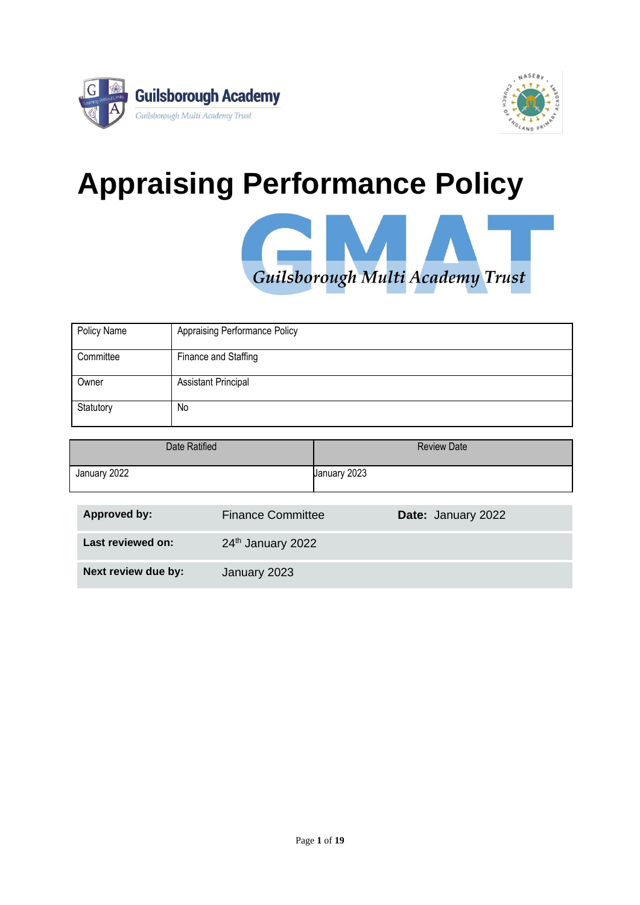Guilsborough Academy

*Guilsborough Multi Academy Trust*

# Appraising Performance Policy

GMAT

*Guilsborough Multi Academy Trust*

| Policy Name | Appraising Performance Policy |
|---|---|
| Committee | Finance and Staffing |
| Owner | Assistant Principal |
| Statutory | No |

| Date Ratified | Review Date |
|---|---|
| January 2022 | January 2023 |

| **Approved by:** | Finance Committee | **Date:** January 2022 |
|---|---|---|
| **Last reviewed on:** | 24th January 2022 | |
| **Next review due by:** | January 2023 | |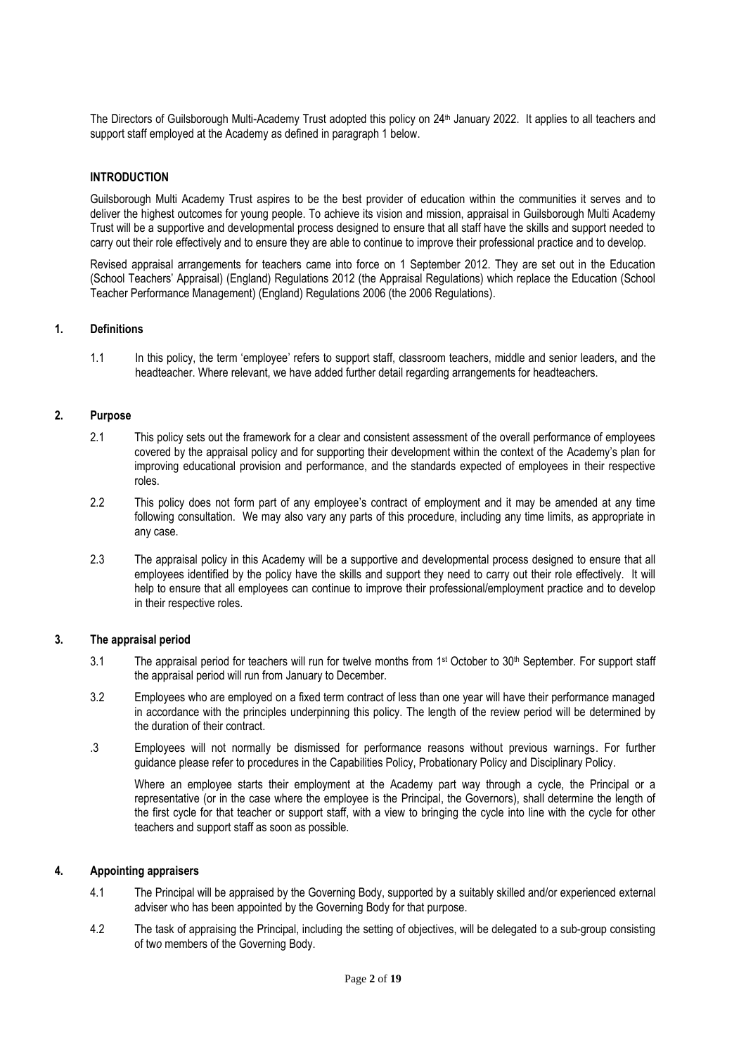The Directors of Guilsborough Multi-Academy Trust adopted this policy on 24th January 2022. It applies to all teachers and support staff employed at the Academy as defined in paragraph 1 below.

## INTRODUCTION

Guilsborough Multi Academy Trust aspires to be the best provider of education within the communities it serves and to deliver the highest outcomes for young people. To achieve its vision and mission, appraisal in Guilsborough Multi Academy Trust will be a supportive and developmental process designed to ensure that all staff have the skills and support needed to carry out their role effectively and to ensure they are able to continue to improve their professional practice and to develop.

Revised appraisal arrangements for teachers came into force on 1 September 2012. They are set out in the Education (School Teachers' Appraisal) (England) Regulations 2012 (the Appraisal Regulations) which replace the Education (School Teacher Performance Management) (England) Regulations 2006 (the 2006 Regulations).

## 1. Definitions

1.1 In this policy, the term 'employee' refers to support staff, classroom teachers, middle and senior leaders, and the headteacher. Where relevant, we have added further detail regarding arrangements for headteachers.

## 2. Purpose

2.1 This policy sets out the framework for a clear and consistent assessment of the overall performance of employees covered by the appraisal policy and for supporting their development within the context of the Academy's plan for improving educational provision and performance, and the standards expected of employees in their respective roles.

2.2 This policy does not form part of any employee's contract of employment and it may be amended at any time following consultation. We may also vary any parts of this procedure, including any time limits, as appropriate in any case.

2.3 The appraisal policy in this Academy will be a supportive and developmental process designed to ensure that all employees identified by the policy have the skills and support they need to carry out their role effectively. It will help to ensure that all employees can continue to improve their professional/employment practice and to develop in their respective roles.

## 3. The appraisal period

3.1 The appraisal period for teachers will run for twelve months from 1st October to 30th September. For support staff the appraisal period will run from January to December.

3.2 Employees who are employed on a fixed term contract of less than one year will have their performance managed in accordance with the principles underpinning this policy. The length of the review period will be determined by the duration of their contract.

.3 Employees will not normally be dismissed for performance reasons without previous warnings. For further guidance please refer to procedures in the Capabilities Policy, Probationary Policy and Disciplinary Policy.

Where an employee starts their employment at the Academy part way through a cycle, the Principal or a representative (or in the case where the employee is the Principal, the Governors), shall determine the length of the first cycle for that teacher or support staff, with a view to bringing the cycle into line with the cycle for other teachers and support staff as soon as possible.

## 4. Appointing appraisers

4.1 The Principal will be appraised by the Governing Body, supported by a suitably skilled and/or experienced external adviser who has been appointed by the Governing Body for that purpose.

4.2 The task of appraising the Principal, including the setting of objectives, will be delegated to a sub-group consisting of two members of the Governing Body.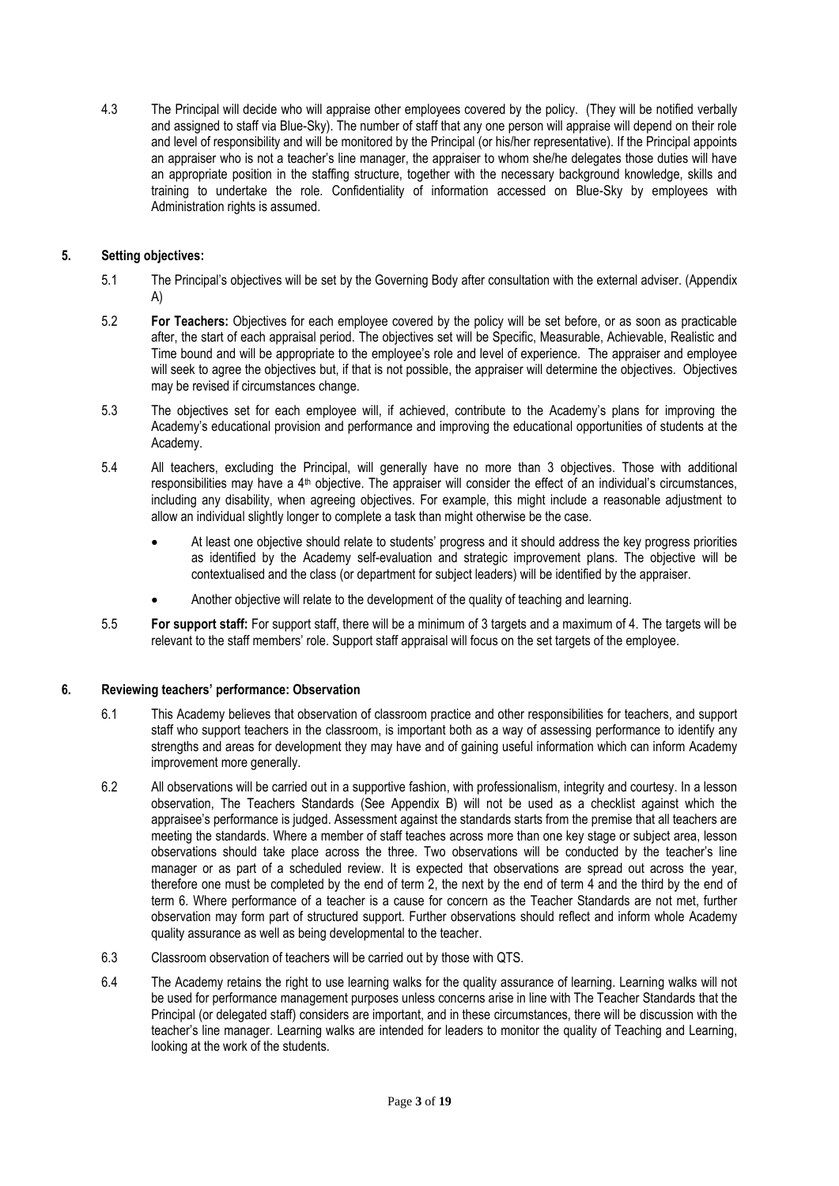4.3 The Principal will decide who will appraise other employees covered by the policy. (They will be notified verbally and assigned to staff via Blue-Sky). The number of staff that any one person will appraise will depend on their role and level of responsibility and will be monitored by the Principal (or his/her representative). If the Principal appoints an appraiser who is not a teacher's line manager, the appraiser to whom she/he delegates those duties will have an appropriate position in the staffing structure, together with the necessary background knowledge, skills and training to undertake the role. Confidentiality of information accessed on Blue-Sky by employees with Administration rights is assumed.

## 5. Setting objectives:

5.1 The Principal's objectives will be set by the Governing Body after consultation with the external adviser. (Appendix A)

5.2 **For Teachers:** Objectives for each employee covered by the policy will be set before, or as soon as practicable after, the start of each appraisal period. The objectives set will be Specific, Measurable, Achievable, Realistic and Time bound and will be appropriate to the employee's role and level of experience. The appraiser and employee will seek to agree the objectives but, if that is not possible, the appraiser will determine the objectives. Objectives may be revised if circumstances change.

5.3 The objectives set for each employee will, if achieved, contribute to the Academy's plans for improving the Academy's educational provision and performance and improving the educational opportunities of students at the Academy.

5.4 All teachers, excluding the Principal, will generally have no more than 3 objectives. Those with additional responsibilities may have a 4th objective. The appraiser will consider the effect of an individual's circumstances, including any disability, when agreeing objectives. For example, this might include a reasonable adjustment to allow an individual slightly longer to complete a task than might otherwise be the case.

- At least one objective should relate to students' progress and it should address the key progress priorities as identified by the Academy self-evaluation and strategic improvement plans. The objective will be contextualised and the class (or department for subject leaders) will be identified by the appraiser.
- Another objective will relate to the development of the quality of teaching and learning.

5.5 **For support staff:** For support staff, there will be a minimum of 3 targets and a maximum of 4. The targets will be relevant to the staff members' role. Support staff appraisal will focus on the set targets of the employee.

## 6. Reviewing teachers' performance: Observation

6.1 This Academy believes that observation of classroom practice and other responsibilities for teachers, and support staff who support teachers in the classroom, is important both as a way of assessing performance to identify any strengths and areas for development they may have and of gaining useful information which can inform Academy improvement more generally.

6.2 All observations will be carried out in a supportive fashion, with professionalism, integrity and courtesy. In a lesson observation, The Teachers Standards (See Appendix B) will not be used as a checklist against which the appraisee's performance is judged. Assessment against the standards starts from the premise that all teachers are meeting the standards. Where a member of staff teaches across more than one key stage or subject area, lesson observations should take place across the three. Two observations will be conducted by the teacher's line manager or as part of a scheduled review. It is expected that observations are spread out across the year, therefore one must be completed by the end of term 2, the next by the end of term 4 and the third by the end of term 6. Where performance of a teacher is a cause for concern as the Teacher Standards are not met, further observation may form part of structured support. Further observations should reflect and inform whole Academy quality assurance as well as being developmental to the teacher.

6.3 Classroom observation of teachers will be carried out by those with QTS.

6.4 The Academy retains the right to use learning walks for the quality assurance of learning. Learning walks will not be used for performance management purposes unless concerns arise in line with The Teacher Standards that the Principal (or delegated staff) considers are important, and in these circumstances, there will be discussion with the teacher's line manager. Learning walks are intended for leaders to monitor the quality of Teaching and Learning, looking at the work of the students.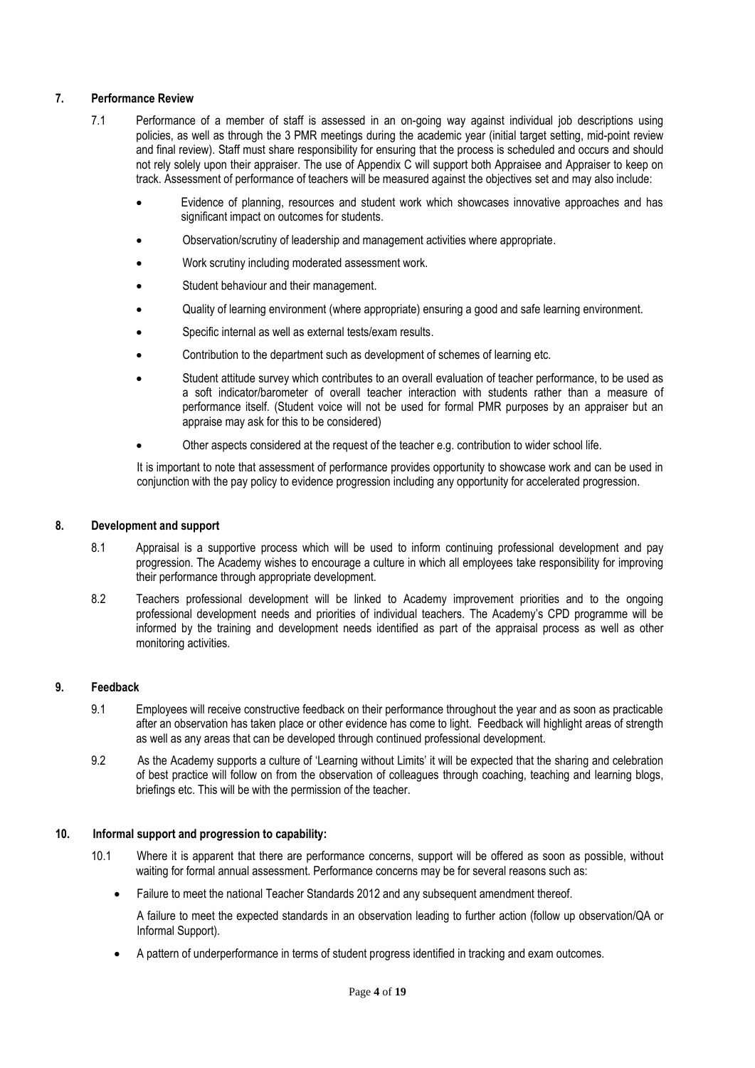## 7. Performance Review

7.1 Performance of a member of staff is assessed in an on-going way against individual job descriptions using policies, as well as through the 3 PMR meetings during the academic year (initial target setting, mid-point review and final review). Staff must share responsibility for ensuring that the process is scheduled and occurs and should not rely solely upon their appraiser. The use of Appendix C will support both Appraisee and Appraiser to keep on track. Assessment of performance of teachers will be measured against the objectives set and may also include:

- Evidence of planning, resources and student work which showcases innovative approaches and has significant impact on outcomes for students.
- Observation/scrutiny of leadership and management activities where appropriate.
- Work scrutiny including moderated assessment work.
- Student behaviour and their management.
- Quality of learning environment (where appropriate) ensuring a good and safe learning environment.
- Specific internal as well as external tests/exam results.
- Contribution to the department such as development of schemes of learning etc.
- Student attitude survey which contributes to an overall evaluation of teacher performance, to be used as a soft indicator/barometer of overall teacher interaction with students rather than a measure of performance itself. (Student voice will not be used for formal PMR purposes by an appraiser but an appraise may ask for this to be considered)
- Other aspects considered at the request of the teacher e.g. contribution to wider school life.

It is important to note that assessment of performance provides opportunity to showcase work and can be used in conjunction with the pay policy to evidence progression including any opportunity for accelerated progression.

## 8. Development and support

8.1 Appraisal is a supportive process which will be used to inform continuing professional development and pay progression. The Academy wishes to encourage a culture in which all employees take responsibility for improving their performance through appropriate development.

8.2 Teachers professional development will be linked to Academy improvement priorities and to the ongoing professional development needs and priorities of individual teachers. The Academy's CPD programme will be informed by the training and development needs identified as part of the appraisal process as well as other monitoring activities.

## 9. Feedback

9.1 Employees will receive constructive feedback on their performance throughout the year and as soon as practicable after an observation has taken place or other evidence has come to light. Feedback will highlight areas of strength as well as any areas that can be developed through continued professional development.

9.2 As the Academy supports a culture of 'Learning without Limits' it will be expected that the sharing and celebration of best practice will follow on from the observation of colleagues through coaching, teaching and learning blogs, briefings etc. This will be with the permission of the teacher.

## 10. Informal support and progression to capability:

10.1 Where it is apparent that there are performance concerns, support will be offered as soon as possible, without waiting for formal annual assessment. Performance concerns may be for several reasons such as:

- Failure to meet the national Teacher Standards 2012 and any subsequent amendment thereof.

  A failure to meet the expected standards in an observation leading to further action (follow up observation/QA or Informal Support).

- A pattern of underperformance in terms of student progress identified in tracking and exam outcomes.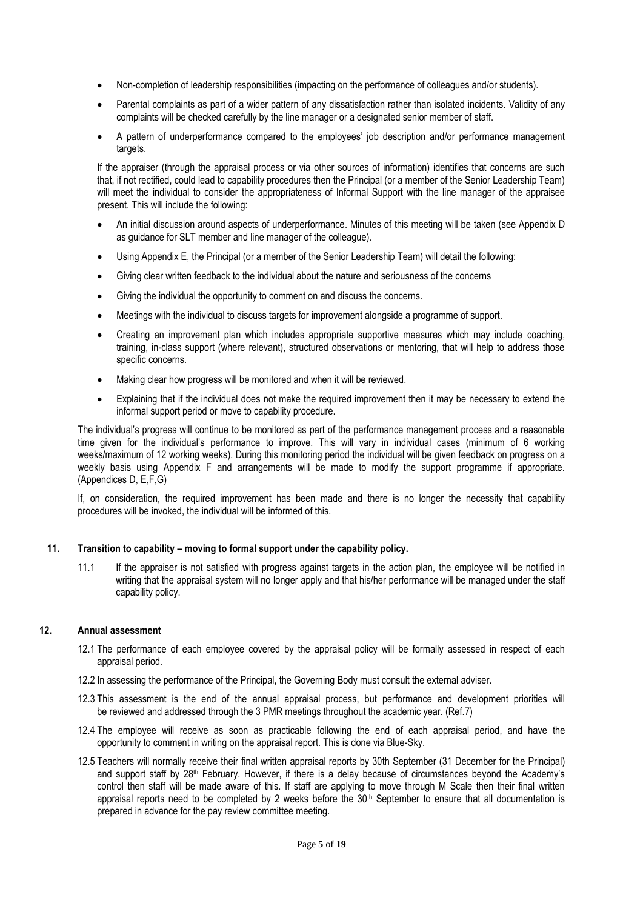- Non-completion of leadership responsibilities (impacting on the performance of colleagues and/or students).
- Parental complaints as part of a wider pattern of any dissatisfaction rather than isolated incidents. Validity of any complaints will be checked carefully by the line manager or a designated senior member of staff.
- A pattern of underperformance compared to the employees' job description and/or performance management targets.

If the appraiser (through the appraisal process or via other sources of information) identifies that concerns are such that, if not rectified, could lead to capability procedures then the Principal (or a member of the Senior Leadership Team) will meet the individual to consider the appropriateness of Informal Support with the line manager of the appraisee present. This will include the following:

- An initial discussion around aspects of underperformance. Minutes of this meeting will be taken (see Appendix D as guidance for SLT member and line manager of the colleague).
- Using Appendix E, the Principal (or a member of the Senior Leadership Team) will detail the following:
- Giving clear written feedback to the individual about the nature and seriousness of the concerns
- Giving the individual the opportunity to comment on and discuss the concerns.
- Meetings with the individual to discuss targets for improvement alongside a programme of support.
- Creating an improvement plan which includes appropriate supportive measures which may include coaching, training, in-class support (where relevant), structured observations or mentoring, that will help to address those specific concerns.
- Making clear how progress will be monitored and when it will be reviewed.
- Explaining that if the individual does not make the required improvement then it may be necessary to extend the informal support period or move to capability procedure.

The individual's progress will continue to be monitored as part of the performance management process and a reasonable time given for the individual's performance to improve. This will vary in individual cases (minimum of 6 working weeks/maximum of 12 working weeks). During this monitoring period the individual will be given feedback on progress on a weekly basis using Appendix F and arrangements will be made to modify the support programme if appropriate. (Appendices D, E,F,G)

If, on consideration, the required improvement has been made and there is no longer the necessity that capability procedures will be invoked, the individual will be informed of this.

## 11. Transition to capability – moving to formal support under the capability policy.

11.1 If the appraiser is not satisfied with progress against targets in the action plan, the employee will be notified in writing that the appraisal system will no longer apply and that his/her performance will be managed under the staff capability policy.

## 12. Annual assessment

12.1 The performance of each employee covered by the appraisal policy will be formally assessed in respect of each appraisal period.

12.2 In assessing the performance of the Principal, the Governing Body must consult the external adviser.

12.3 This assessment is the end of the annual appraisal process, but performance and development priorities will be reviewed and addressed through the 3 PMR meetings throughout the academic year. (Ref.7)

12.4 The employee will receive as soon as practicable following the end of each appraisal period, and have the opportunity to comment in writing on the appraisal report. This is done via Blue-Sky.

12.5 Teachers will normally receive their final written appraisal reports by 30th September (31 December for the Principal) and support staff by 28th February. However, if there is a delay because of circumstances beyond the Academy's control then staff will be made aware of this. If staff are applying to move through M Scale then their final written appraisal reports need to be completed by 2 weeks before the 30th September to ensure that all documentation is prepared in advance for the pay review committee meeting.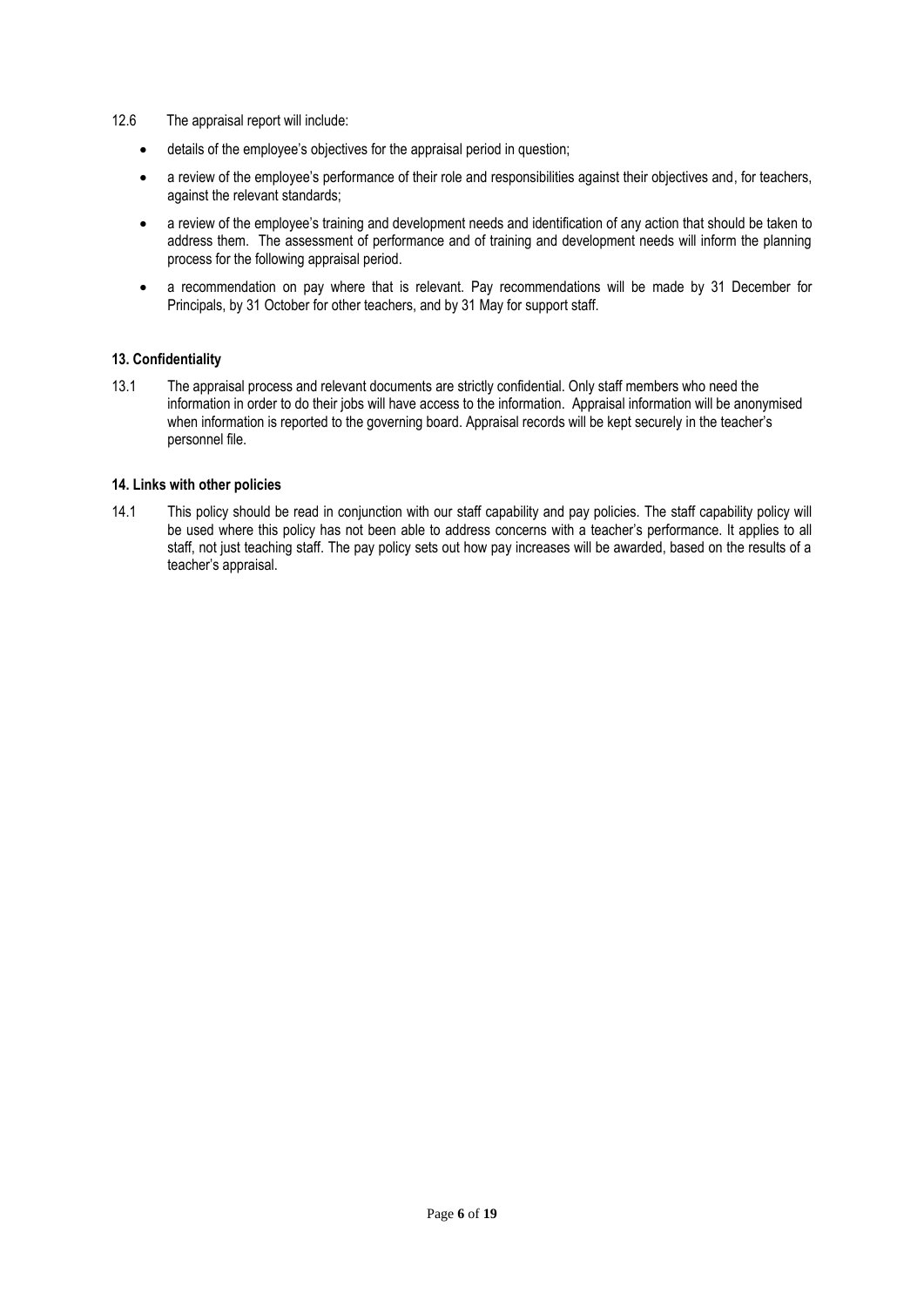12.6 The appraisal report will include:

- details of the employee's objectives for the appraisal period in question;
- a review of the employee's performance of their role and responsibilities against their objectives and, for teachers, against the relevant standards;
- a review of the employee's training and development needs and identification of any action that should be taken to address them. The assessment of performance and of training and development needs will inform the planning process for the following appraisal period.
- a recommendation on pay where that is relevant. Pay recommendations will be made by 31 December for Principals, by 31 October for other teachers, and by 31 May for support staff.

### 13. Confidentiality

13.1 The appraisal process and relevant documents are strictly confidential. Only staff members who need the information in order to do their jobs will have access to the information. Appraisal information will be anonymised when information is reported to the governing board. Appraisal records will be kept securely in the teacher's personnel file.

### 14. Links with other policies

14.1 This policy should be read in conjunction with our staff capability and pay policies. The staff capability policy will be used where this policy has not been able to address concerns with a teacher's performance. It applies to all staff, not just teaching staff. The pay policy sets out how pay increases will be awarded, based on the results of a teacher's appraisal.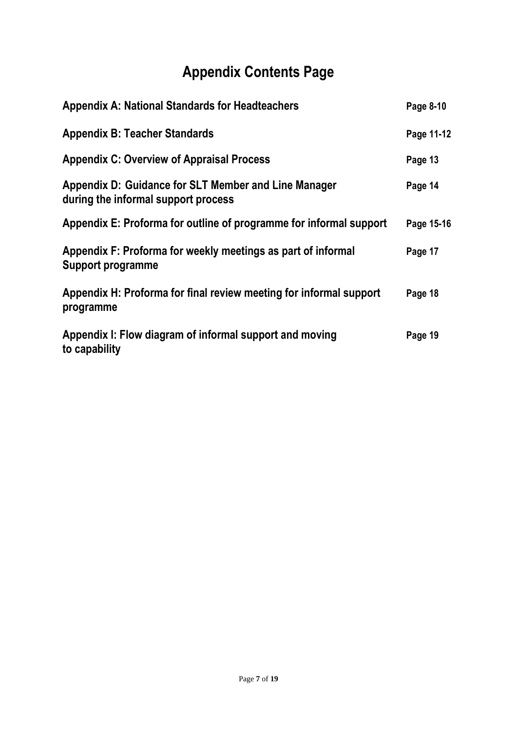# Appendix Contents Page

| | |
|---|---|
| **Appendix A: National Standards for Headteachers** | **Page 8-10** |
| **Appendix B: Teacher Standards** | **Page 11-12** |
| **Appendix C: Overview of Appraisal Process** | **Page 13** |
| **Appendix D: Guidance for SLT Member and Line Manager during the informal support process** | **Page 14** |
| **Appendix E: Proforma for outline of programme for informal support** | **Page 15-16** |
| **Appendix F: Proforma for weekly meetings as part of informal Support programme** | **Page 17** |
| **Appendix H: Proforma for final review meeting for informal support programme** | **Page 18** |
| **Appendix I: Flow diagram of informal support and moving to capability** | **Page 19** |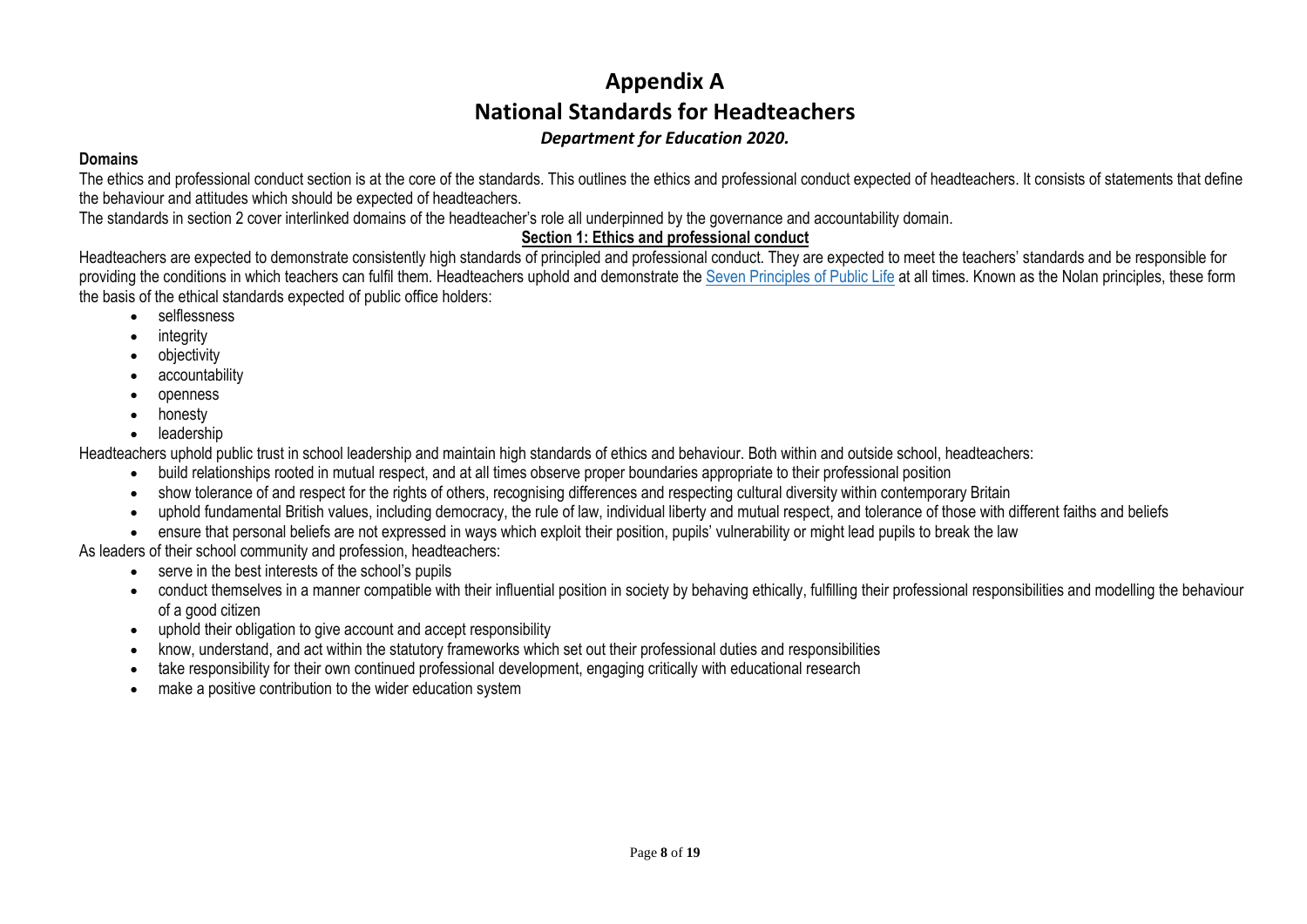# Appendix A

# National Standards for Headteachers

***Department for Education 2020.***

**Domains**

The ethics and professional conduct section is at the core of the standards. This outlines the ethics and professional conduct expected of headteachers. It consists of statements that define the behaviour and attitudes which should be expected of headteachers.

The standards in section 2 cover interlinked domains of the headteacher's role all underpinned by the governance and accountability domain.

## Section 1: Ethics and professional conduct

Headteachers are expected to demonstrate consistently high standards of principled and professional conduct. They are expected to meet the teachers' standards and be responsible for providing the conditions in which teachers can fulfil them. Headteachers uphold and demonstrate the Seven Principles of Public Life at all times. Known as the Nolan principles, these form the basis of the ethical standards expected of public office holders:

- selflessness
- integrity
- objectivity
- accountability
- openness
- honesty
- leadership

Headteachers uphold public trust in school leadership and maintain high standards of ethics and behaviour. Both within and outside school, headteachers:

- build relationships rooted in mutual respect, and at all times observe proper boundaries appropriate to their professional position
- show tolerance of and respect for the rights of others, recognising differences and respecting cultural diversity within contemporary Britain
- uphold fundamental British values, including democracy, the rule of law, individual liberty and mutual respect, and tolerance of those with different faiths and beliefs
- ensure that personal beliefs are not expressed in ways which exploit their position, pupils' vulnerability or might lead pupils to break the law

As leaders of their school community and profession, headteachers:

- serve in the best interests of the school's pupils
- conduct themselves in a manner compatible with their influential position in society by behaving ethically, fulfilling their professional responsibilities and modelling the behaviour of a good citizen
- uphold their obligation to give account and accept responsibility
- know, understand, and act within the statutory frameworks which set out their professional duties and responsibilities
- take responsibility for their own continued professional development, engaging critically with educational research
- make a positive contribution to the wider education system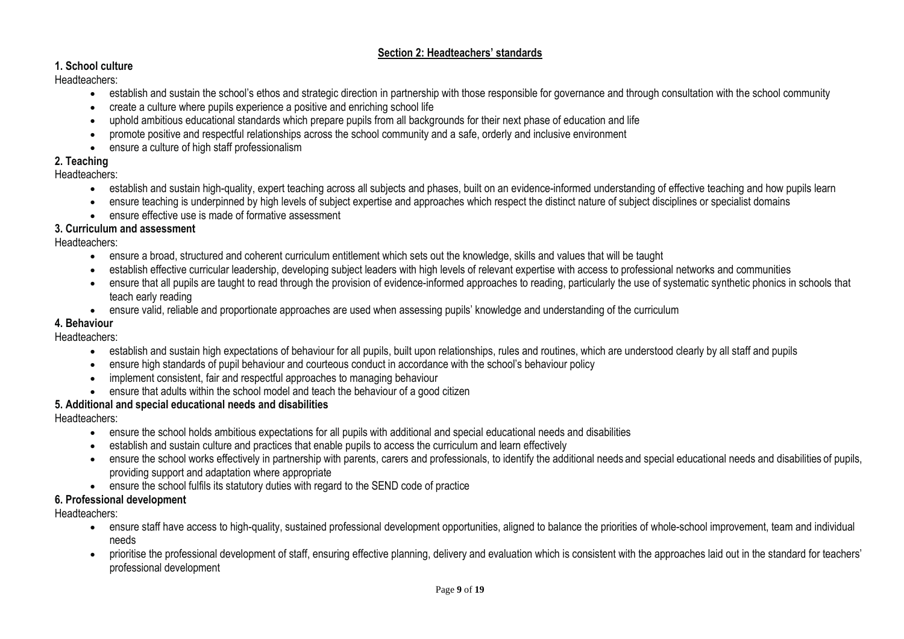## Section 2: Headteachers' standards

### 1. School culture

Headteachers:

- establish and sustain the school's ethos and strategic direction in partnership with those responsible for governance and through consultation with the school community
- create a culture where pupils experience a positive and enriching school life
- uphold ambitious educational standards which prepare pupils from all backgrounds for their next phase of education and life
- promote positive and respectful relationships across the school community and a safe, orderly and inclusive environment
- ensure a culture of high staff professionalism

### 2. Teaching

Headteachers:

- establish and sustain high-quality, expert teaching across all subjects and phases, built on an evidence-informed understanding of effective teaching and how pupils learn
- ensure teaching is underpinned by high levels of subject expertise and approaches which respect the distinct nature of subject disciplines or specialist domains
- ensure effective use is made of formative assessment

### 3. Curriculum and assessment

Headteachers:

- ensure a broad, structured and coherent curriculum entitlement which sets out the knowledge, skills and values that will be taught
- establish effective curricular leadership, developing subject leaders with high levels of relevant expertise with access to professional networks and communities
- ensure that all pupils are taught to read through the provision of evidence-informed approaches to reading, particularly the use of systematic synthetic phonics in schools that teach early reading
- ensure valid, reliable and proportionate approaches are used when assessing pupils' knowledge and understanding of the curriculum

### 4. Behaviour

Headteachers:

- establish and sustain high expectations of behaviour for all pupils, built upon relationships, rules and routines, which are understood clearly by all staff and pupils
- ensure high standards of pupil behaviour and courteous conduct in accordance with the school's behaviour policy
- implement consistent, fair and respectful approaches to managing behaviour
- ensure that adults within the school model and teach the behaviour of a good citizen

### 5. Additional and special educational needs and disabilities

Headteachers:

- ensure the school holds ambitious expectations for all pupils with additional and special educational needs and disabilities
- establish and sustain culture and practices that enable pupils to access the curriculum and learn effectively
- ensure the school works effectively in partnership with parents, carers and professionals, to identify the additional needs and special educational needs and disabilities of pupils, providing support and adaptation where appropriate
- ensure the school fulfils its statutory duties with regard to the SEND code of practice

### 6. Professional development

Headteachers:

- ensure staff have access to high-quality, sustained professional development opportunities, aligned to balance the priorities of whole-school improvement, team and individual needs
- prioritise the professional development of staff, ensuring effective planning, delivery and evaluation which is consistent with the approaches laid out in the standard for teachers' professional development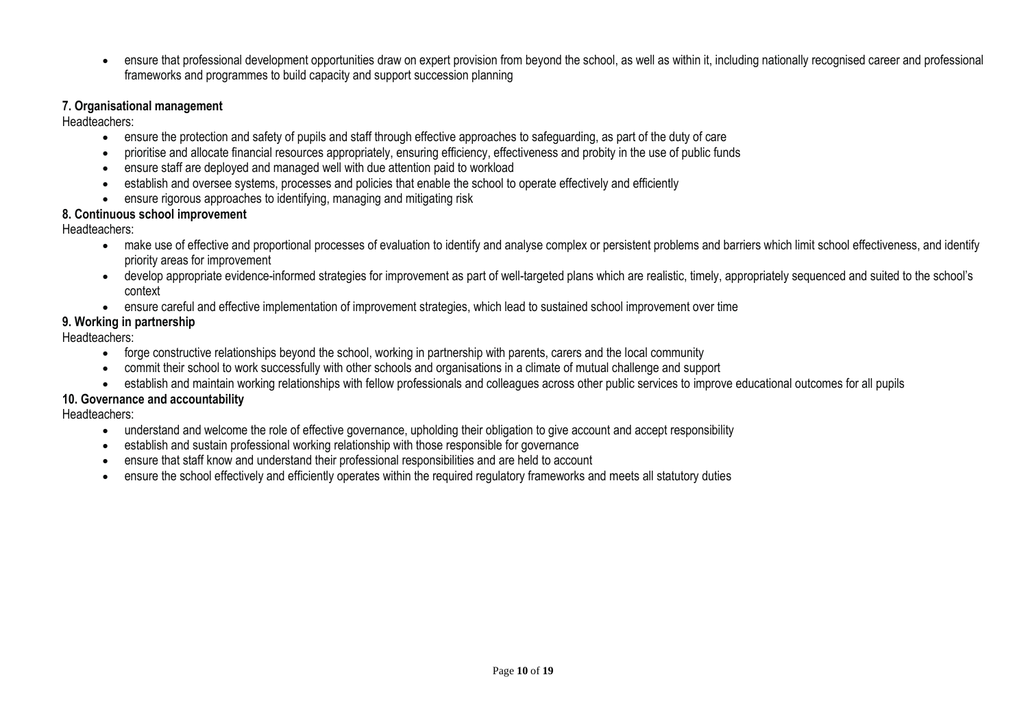- ensure that professional development opportunities draw on expert provision from beyond the school, as well as within it, including nationally recognised career and professional frameworks and programmes to build capacity and support succession planning

**7. Organisational management**

Headteachers:

- ensure the protection and safety of pupils and staff through effective approaches to safeguarding, as part of the duty of care
- prioritise and allocate financial resources appropriately, ensuring efficiency, effectiveness and probity in the use of public funds
- ensure staff are deployed and managed well with due attention paid to workload
- establish and oversee systems, processes and policies that enable the school to operate effectively and efficiently
- ensure rigorous approaches to identifying, managing and mitigating risk

**8. Continuous school improvement**

Headteachers:

- make use of effective and proportional processes of evaluation to identify and analyse complex or persistent problems and barriers which limit school effectiveness, and identify priority areas for improvement
- develop appropriate evidence-informed strategies for improvement as part of well-targeted plans which are realistic, timely, appropriately sequenced and suited to the school's context
- ensure careful and effective implementation of improvement strategies, which lead to sustained school improvement over time

**9. Working in partnership**

Headteachers:

- forge constructive relationships beyond the school, working in partnership with parents, carers and the local community
- commit their school to work successfully with other schools and organisations in a climate of mutual challenge and support
- establish and maintain working relationships with fellow professionals and colleagues across other public services to improve educational outcomes for all pupils

**10. Governance and accountability**

Headteachers:

- understand and welcome the role of effective governance, upholding their obligation to give account and accept responsibility
- establish and sustain professional working relationship with those responsible for governance
- ensure that staff know and understand their professional responsibilities and are held to account
- ensure the school effectively and efficiently operates within the required regulatory frameworks and meets all statutory duties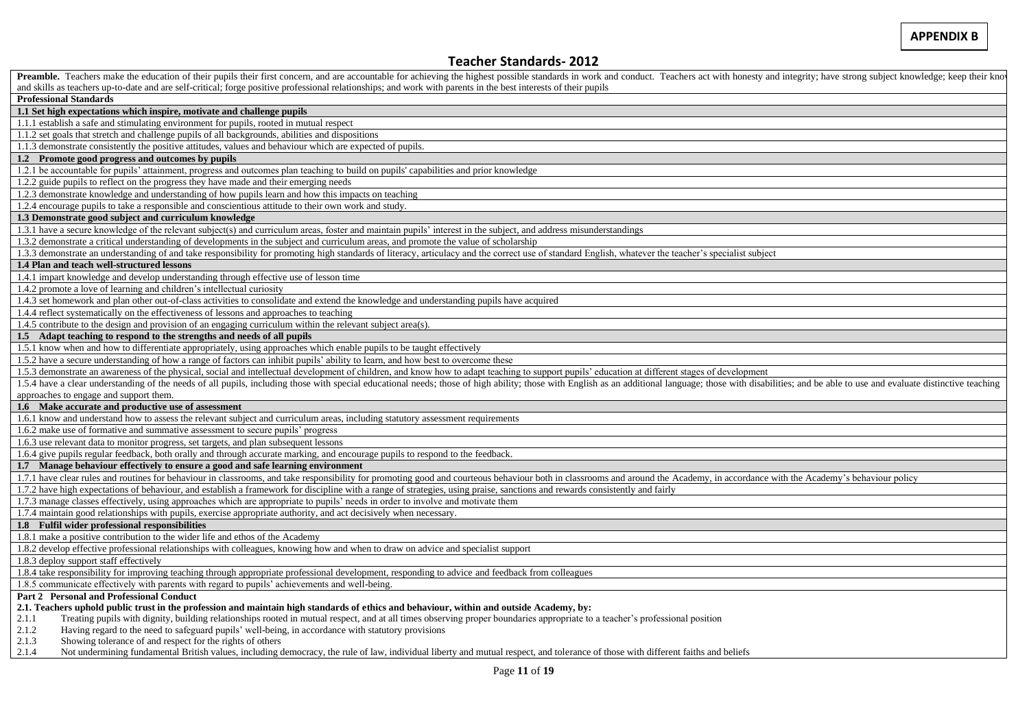**APPENDIX B**

# Teacher Standards- 2012

**Preamble.** Teachers make the education of their pupils their first concern, and are accountable for achieving the highest possible standards in work and conduct. Teachers act with honesty and integrity; have strong subject knowledge; keep their kno and skills as teachers up-to-date and are self-critical; forge positive professional relationships; and work with parents in the best interests of their pupils

**Professional Standards**

**1.1 Set high expectations which inspire, motivate and challenge pupils**

1.1.1 establish a safe and stimulating environment for pupils, rooted in mutual respect

1.1.2 set goals that stretch and challenge pupils of all backgrounds, abilities and dispositions

1.1.3 demonstrate consistently the positive attitudes, values and behaviour which are expected of pupils.

**1.2 Promote good progress and outcomes by pupils**

1.2.1 be accountable for pupils' attainment, progress and outcomes plan teaching to build on pupils' capabilities and prior knowledge

1.2.2 guide pupils to reflect on the progress they have made and their emerging needs

1.2.3 demonstrate knowledge and understanding of how pupils learn and how this impacts on teaching

1.2.4 encourage pupils to take a responsible and conscientious attitude to their own work and study.

**1.3 Demonstrate good subject and curriculum knowledge**

1.3.1 have a secure knowledge of the relevant subject(s) and curriculum areas, foster and maintain pupils' interest in the subject, and address misunderstandings

1.3.2 demonstrate a critical understanding of developments in the subject and curriculum areas, and promote the value of scholarship

1.3.3 demonstrate an understanding of and take responsibility for promoting high standards of literacy, articulacy and the correct use of standard English, whatever the teacher's specialist subject

**1.4 Plan and teach well-structured lessons**

1.4.1 impart knowledge and develop understanding through effective use of lesson time

1.4.2 promote a love of learning and children's intellectual curiosity

1.4.3 set homework and plan other out-of-class activities to consolidate and extend the knowledge and understanding pupils have acquired

1.4.4 reflect systematically on the effectiveness of lessons and approaches to teaching

1.4.5 contribute to the design and provision of an engaging curriculum within the relevant subject area(s).

**1.5 Adapt teaching to respond to the strengths and needs of all pupils**

1.5.1 know when and how to differentiate appropriately, using approaches which enable pupils to be taught effectively

1.5.2 have a secure understanding of how a range of factors can inhibit pupils' ability to learn, and how best to overcome these

1.5.3 demonstrate an awareness of the physical, social and intellectual development of children, and know how to adapt teaching to support pupils' education at different stages of development

1.5.4 have a clear understanding of the needs of all pupils, including those with special educational needs; those of high ability; those with English as an additional language; those with disabilities; and be able to use and evaluate distinctive teaching approaches to engage and support them.

**1.6 Make accurate and productive use of assessment**

1.6.1 know and understand how to assess the relevant subject and curriculum areas, including statutory assessment requirements

1.6.2 make use of formative and summative assessment to secure pupils' progress

1.6.3 use relevant data to monitor progress, set targets, and plan subsequent lessons

1.6.4 give pupils regular feedback, both orally and through accurate marking, and encourage pupils to respond to the feedback.

**1.7 Manage behaviour effectively to ensure a good and safe learning environment**

1.7.1 have clear rules and routines for behaviour in classrooms, and take responsibility for promoting good and courteous behaviour both in classrooms and around the Academy, in accordance with the Academy's behaviour policy

1.7.2 have high expectations of behaviour, and establish a framework for discipline with a range of strategies, using praise, sanctions and rewards consistently and fairly

1.7.3 manage classes effectively, using approaches which are appropriate to pupils' needs in order to involve and motivate them

1.7.4 maintain good relationships with pupils, exercise appropriate authority, and act decisively when necessary.

**1.8 Fulfil wider professional responsibilities**

1.8.1 make a positive contribution to the wider life and ethos of the Academy

1.8.2 develop effective professional relationships with colleagues, knowing how and when to draw on advice and specialist support

1.8.3 deploy support staff effectively

1.8.4 take responsibility for improving teaching through appropriate professional development, responding to advice and feedback from colleagues

1.8.5 communicate effectively with parents with regard to pupils' achievements and well-being.

**Part 2 Personal and Professional Conduct**

**2.1. Teachers uphold public trust in the profession and maintain high standards of ethics and behaviour, within and outside Academy, by:**

2.1.1 Treating pupils with dignity, building relationships rooted in mutual respect, and at all times observing proper boundaries appropriate to a teacher's professional position

2.1.2 Having regard to the need to safeguard pupils' well-being, in accordance with statutory provisions

2.1.3 Showing tolerance of and respect for the rights of others

2.1.4 Not undermining fundamental British values, including democracy, the rule of law, individual liberty and mutual respect, and tolerance of those with different faiths and beliefs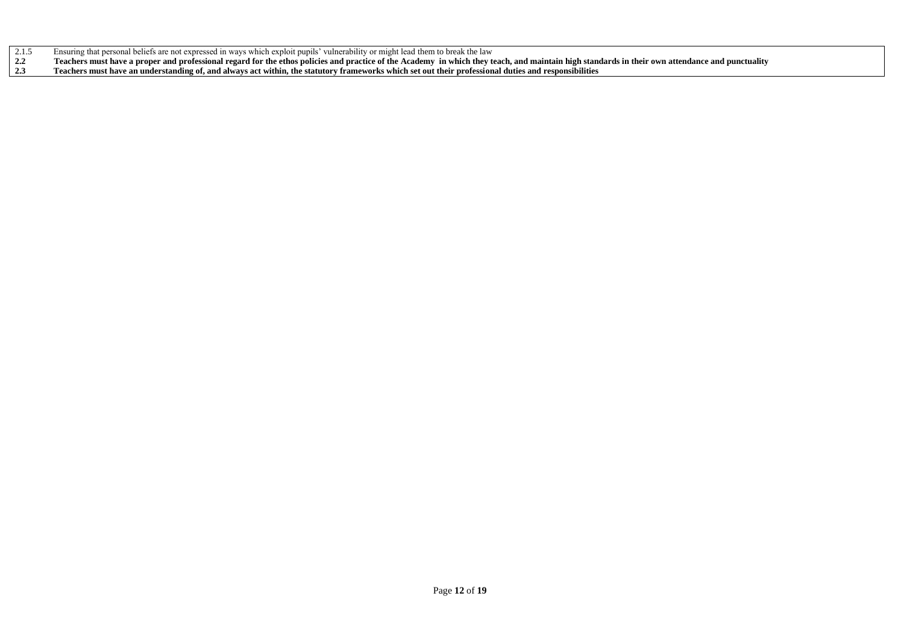| | |
|---|---|
| 2.1.5 | Ensuring that personal beliefs are not expressed in ways which exploit pupils' vulnerability or might lead them to break the law |
| **2.2** | **Teachers must have a proper and professional regard for the ethos policies and practice of the Academy in which they teach, and maintain high standards in their own attendance and punctuality** |
| **2.3** | **Teachers must have an understanding of, and always act within, the statutory frameworks which set out their professional duties and responsibilities** |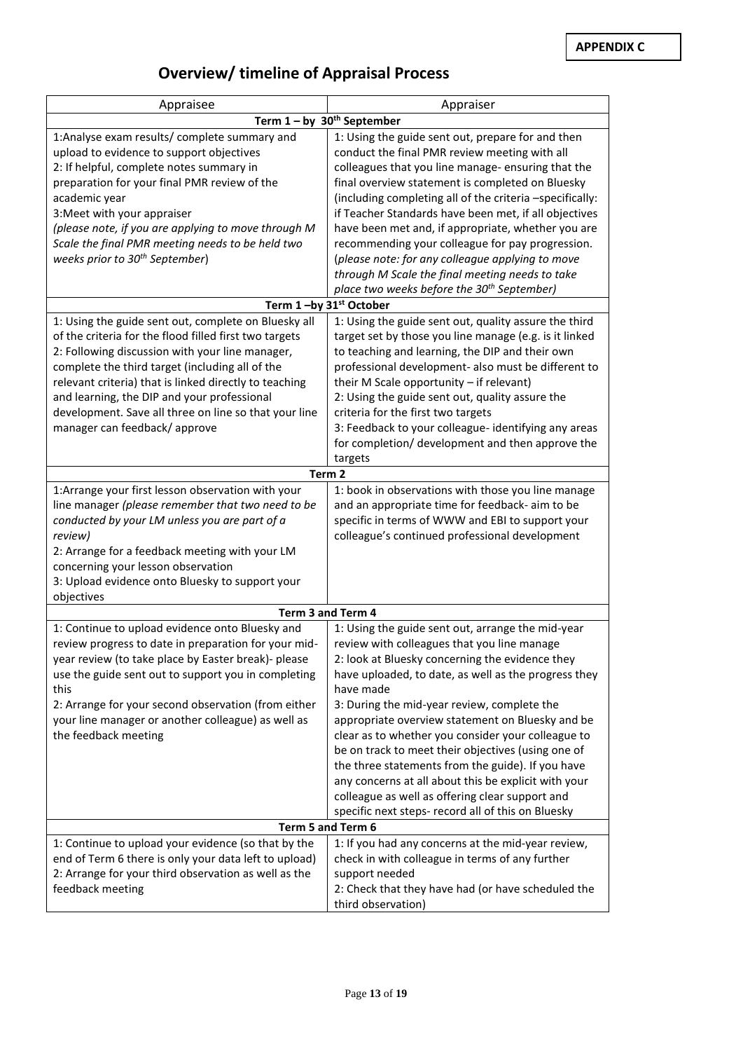**APPENDIX C**

# Overview/ timeline of Appraisal Process

| Appraisee | Appraiser |
|---|---|
| **Term 1 – by 30th September** | |
| 1:Analyse exam results/ complete summary and upload to evidence to support objectives<br>2: If helpful, complete notes summary in preparation for your final PMR review of the academic year<br>3:Meet with your appraiser<br>*(please note, if you are applying to move through M Scale the final PMR meeting needs to be held two weeks prior to 30th September*) | 1: Using the guide sent out, prepare for and then conduct the final PMR review meeting with all colleagues that you line manage- ensuring that the final overview statement is completed on Bluesky (including completing all of the criteria –specifically: if Teacher Standards have been met, if all objectives have been met and, if appropriate, whether you are recommending your colleague for pay progression. (*please note: for any colleague applying to move through M Scale the final meeting needs to take place two weeks before the 30th September)* |
| **Term 1 –by 31st October** | |
| 1: Using the guide sent out, complete on Bluesky all of the criteria for the flood filled first two targets<br>2: Following discussion with your line manager, complete the third target (including all of the relevant criteria) that is linked directly to teaching and learning, the DIP and your professional development. Save all three on line so that your line manager can feedback/ approve | 1: Using the guide sent out, quality assure the third target set by those you line manage (e.g. is it linked to teaching and learning, the DIP and their own professional development- also must be different to their M Scale opportunity – if relevant)<br>2: Using the guide sent out, quality assure the criteria for the first two targets<br>3: Feedback to your colleague- identifying any areas for completion/ development and then approve the targets |
| **Term 2** | |
| 1:Arrange your first lesson observation with your line manager *(please remember that two need to be conducted by your LM unless you are part of a review)*<br>2: Arrange for a feedback meeting with your LM concerning your lesson observation<br>3: Upload evidence onto Bluesky to support your objectives | 1: book in observations with those you line manage and an appropriate time for feedback- aim to be specific in terms of WWW and EBI to support your colleague's continued professional development |
| **Term 3 and Term 4** | |
| 1: Continue to upload evidence onto Bluesky and review progress to date in preparation for your mid-year review (to take place by Easter break)- please use the guide sent out to support you in completing this<br>2: Arrange for your second observation (from either your line manager or another colleague) as well as the feedback meeting | 1: Using the guide sent out, arrange the mid-year review with colleagues that you line manage<br>2: look at Bluesky concerning the evidence they have uploaded, to date, as well as the progress they have made<br>3: During the mid-year review, complete the appropriate overview statement on Bluesky and be clear as to whether you consider your colleague to be on track to meet their objectives (using one of the three statements from the guide). If you have any concerns at all about this be explicit with your colleague as well as offering clear support and specific next steps- record all of this on Bluesky |
| **Term 5 and Term 6** | |
| 1: Continue to upload your evidence (so that by the end of Term 6 there is only your data left to upload)<br>2: Arrange for your third observation as well as the feedback meeting | 1: If you had any concerns at the mid-year review, check in with colleague in terms of any further support needed<br>2: Check that they have had (or have scheduled the third observation) |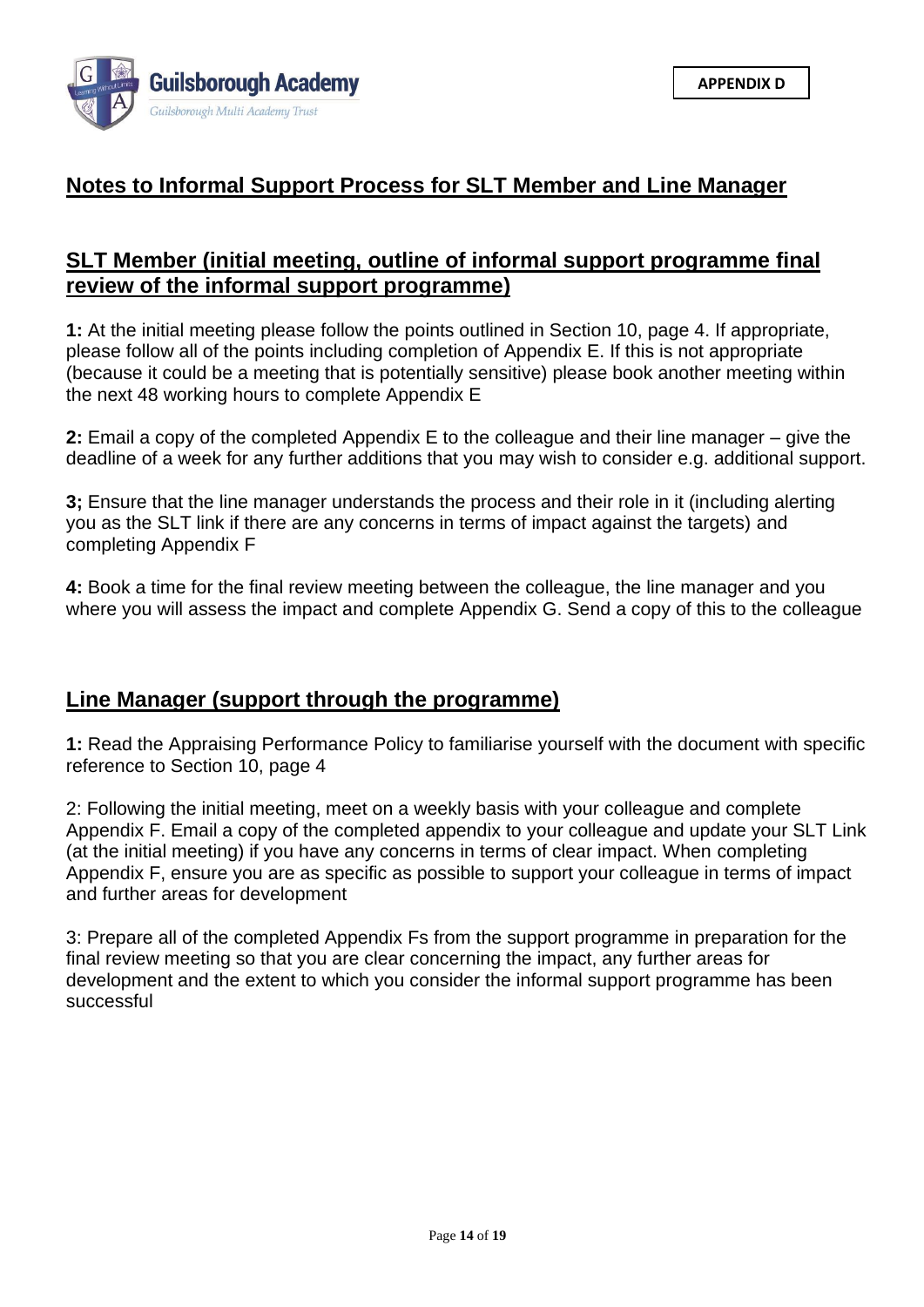**APPENDIX D**

# Notes to Informal Support Process for SLT Member and Line Manager

## SLT Member (initial meeting, outline of informal support programme final review of the informal support programme)

**1:** At the initial meeting please follow the points outlined in Section 10, page 4. If appropriate, please follow all of the points including completion of Appendix E. If this is not appropriate (because it could be a meeting that is potentially sensitive) please book another meeting within the next 48 working hours to complete Appendix E

**2:** Email a copy of the completed Appendix E to the colleague and their line manager – give the deadline of a week for any further additions that you may wish to consider e.g. additional support.

**3;** Ensure that the line manager understands the process and their role in it (including alerting you as the SLT link if there are any concerns in terms of impact against the targets) and completing Appendix F

**4:** Book a time for the final review meeting between the colleague, the line manager and you where you will assess the impact and complete Appendix G. Send a copy of this to the colleague

## Line Manager (support through the programme)

**1:** Read the Appraising Performance Policy to familiarise yourself with the document with specific reference to Section 10, page 4

2: Following the initial meeting, meet on a weekly basis with your colleague and complete Appendix F. Email a copy of the completed appendix to your colleague and update your SLT Link (at the initial meeting) if you have any concerns in terms of clear impact. When completing Appendix F, ensure you are as specific as possible to support your colleague in terms of impact and further areas for development

3: Prepare all of the completed Appendix Fs from the support programme in preparation for the final review meeting so that you are clear concerning the impact, any further areas for development and the extent to which you consider the informal support programme has been successful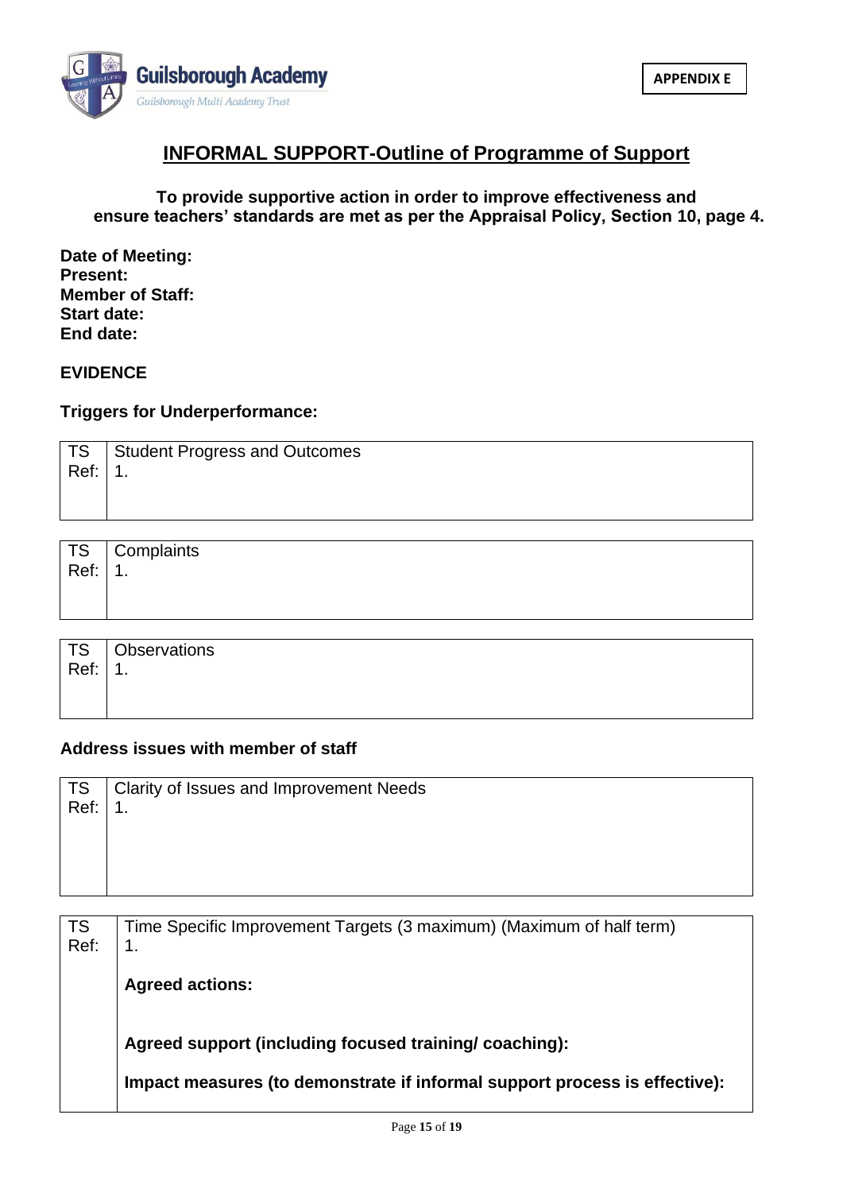APPENDIX E

# INFORMAL SUPPORT-Outline of Programme of Support

**To provide supportive action in order to improve effectiveness and ensure teachers' standards are met as per the Appraisal Policy, Section 10, page 4.**

**Date of Meeting:**
**Present:**
**Member of Staff:**
**Start date:**
**End date:**

**EVIDENCE**

**Triggers for Underperformance:**

| TS Ref: | Student Progress and Outcomes<br>1. |
|---|---|

| TS Ref: | Complaints<br>1. |
|---|---|

| TS Ref: | Observations<br>1. |
|---|---|

**Address issues with member of staff**

| TS Ref: | Clarity of Issues and Improvement Needs<br>1. |
|---|---|

| TS Ref: | Time Specific Improvement Targets (3 maximum) (Maximum of half term)<br>1.<br><br>**Agreed actions:**<br><br>**Agreed support (including focused training/ coaching):**<br><br>**Impact measures (to demonstrate if informal support process is effective):** |
|---|---|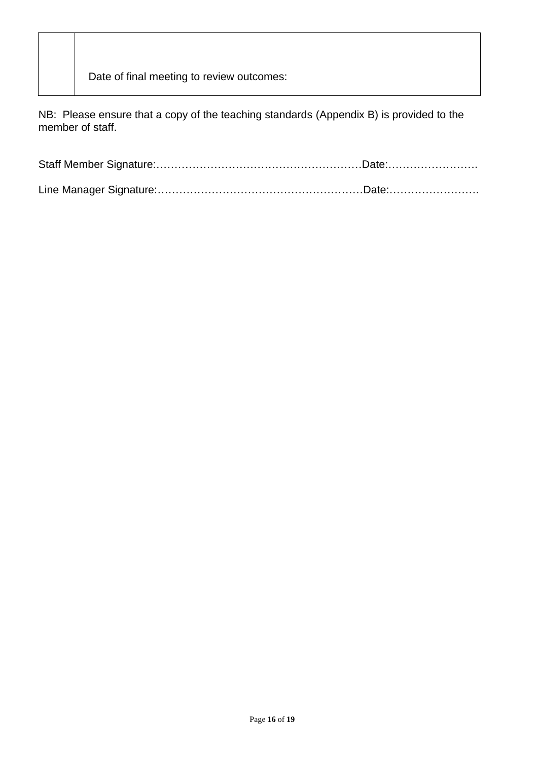|  | Date of final meeting to review outcomes: |
|---|---|

NB: Please ensure that a copy of the teaching standards (Appendix B) is provided to the member of staff.

Staff Member Signature:…………………………………………………Date:…………………….

Line Manager Signature:…………………………………………………Date:…………………….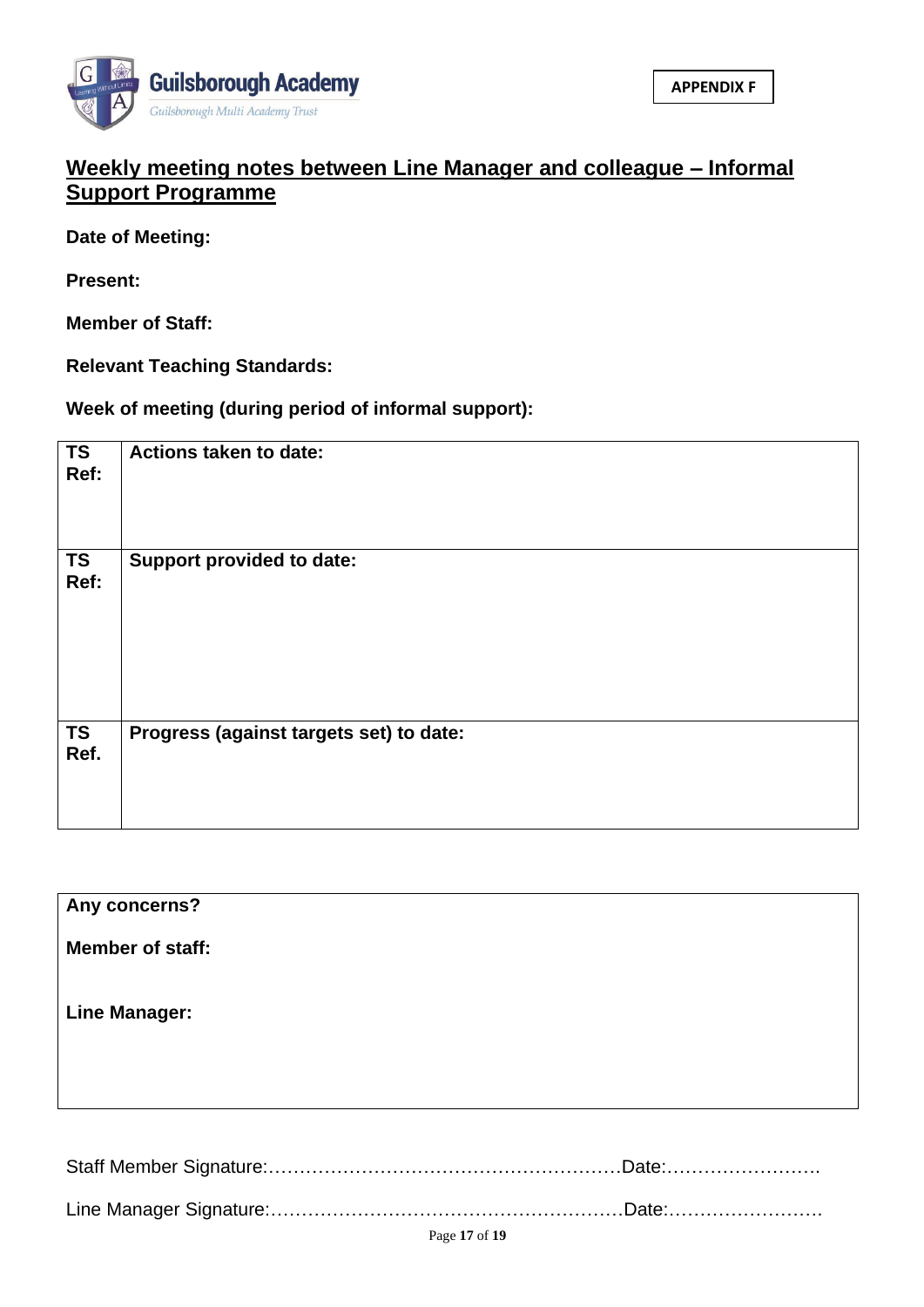Guilsborough Academy

Guilsborough Multi Academy Trust

**APPENDIX F**

## Weekly meeting notes between Line Manager and colleague – Informal Support Programme

**Date of Meeting:**

**Present:**

**Member of Staff:**

**Relevant Teaching Standards:**

**Week of meeting (during period of informal support):**

| TS Ref: | Actions taken to date: |
|---|---|
| **TS Ref:** | **Support provided to date:** |
| **TS Ref.** | **Progress (against targets set) to date:** |

| Any concerns? |
|---|
| **Member of staff:** |
| **Line Manager:** |

Staff Member Signature:…………………………………………………Date:…………………….

Line Manager Signature:…………………………………………………Date:…………………….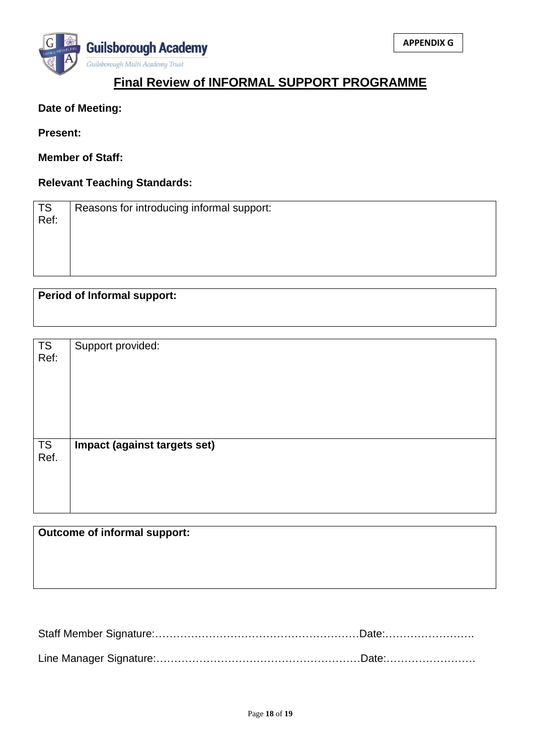APPENDIX G

Guilsborough Academy

Guilsborough Multi Academy Trust

# Final Review of INFORMAL SUPPORT PROGRAMME

**Date of Meeting:**

**Present:**

**Member of Staff:**

**Relevant Teaching Standards:**

| TS Ref: | Reasons for introducing informal support: |
|---|---|
| | |

| **Period of Informal support:** |
|---|
| |

| TS Ref: | Support provided: |
|---|---|
| | |
| TS Ref. | **Impact (against targets set)** |
| | |

| **Outcome of informal support:** |
|---|
| |

Staff Member Signature:…………………………………………………Date:…………………….

Line Manager Signature:…………………………………………………Date:…………………….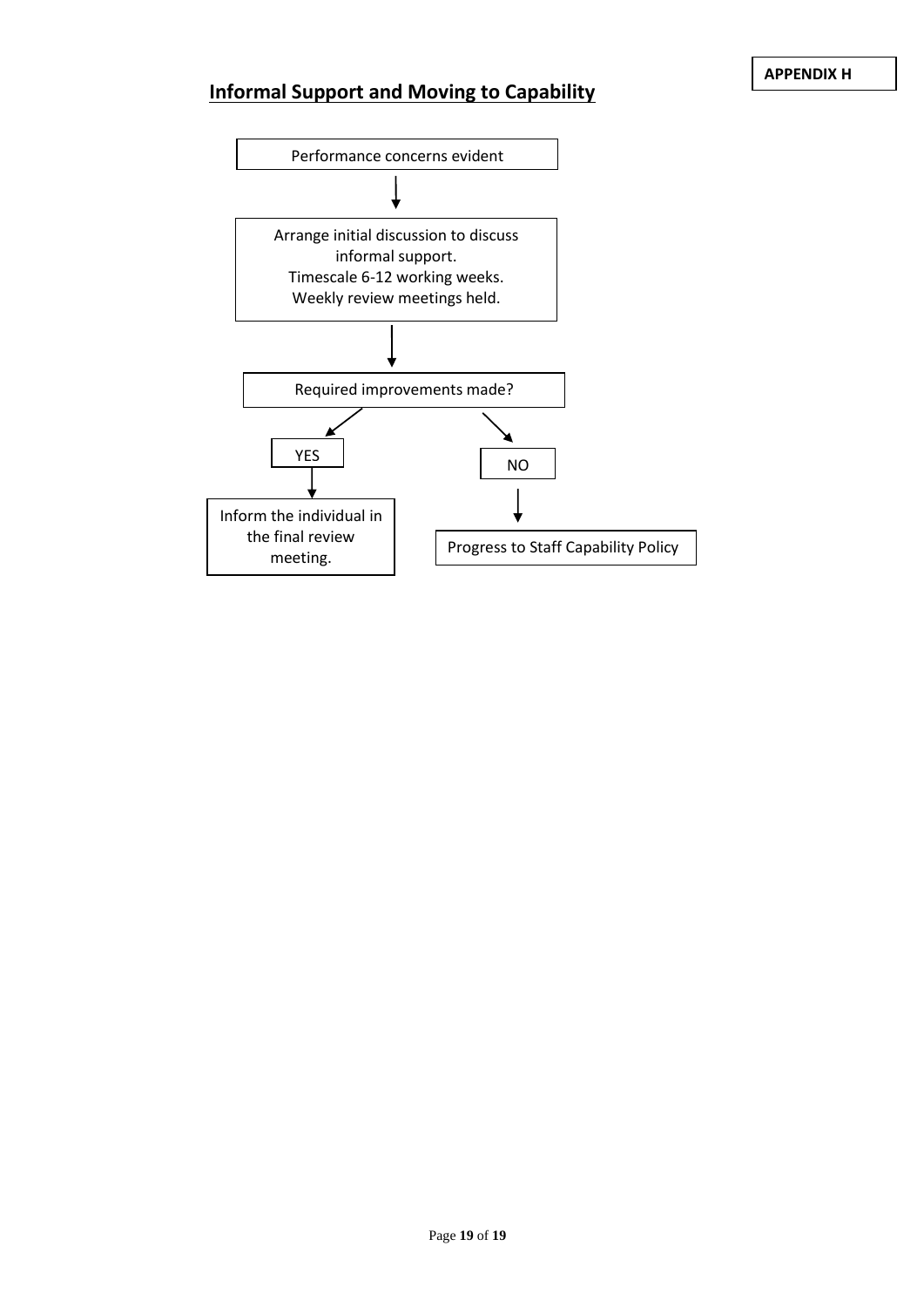**APPENDIX H**

## Informal Support and Moving to Capability

Performance concerns evident

Arrange initial discussion to discuss informal support.
Timescale 6-12 working weeks.
Weekly review meetings held.

Required improvements made?

YES

Inform the individual in the final review meeting.

NO

Progress to Staff Capability Policy